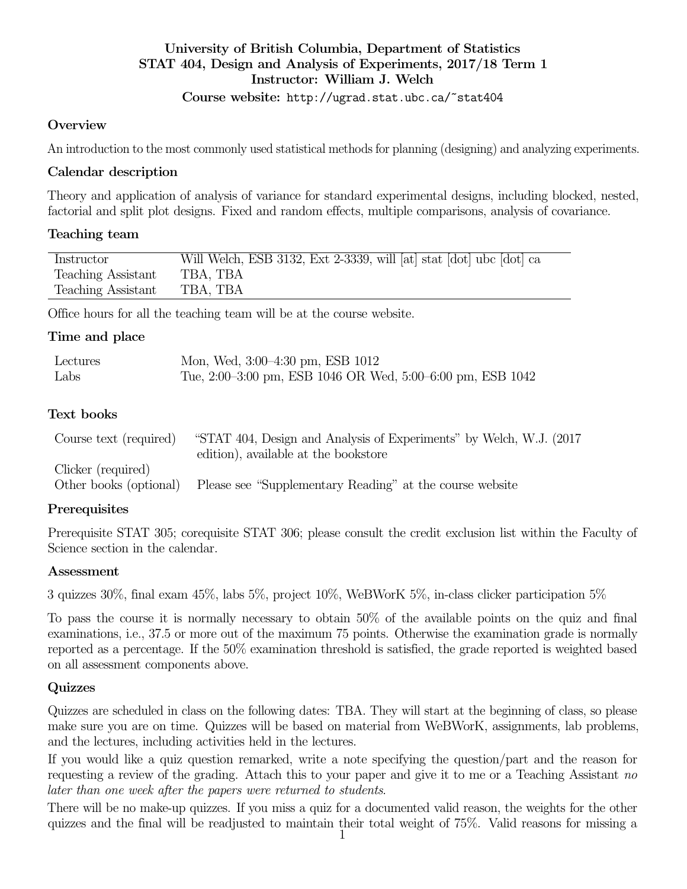# University of British Columbia, Department of Statistics
# STAT 404, Design and Analysis of Experiments, 2017/18 Term 1
# Instructor: William J. Welch

**Course website:** `http://ugrad.stat.ubc.ca/~stat404`

### Overview

An introduction to the most commonly used statistical methods for planning (designing) and analyzing experiments.

### Calendar description

Theory and application of analysis of variance for standard experimental designs, including blocked, nested, factorial and split plot designs. Fixed and random effects, multiple comparisons, analysis of covariance.

### Teaching team

| | |
|---|---|
| Instructor | Will Welch, ESB 3132, Ext 2-3339, will [at] stat [dot] ubc [dot] ca |
| Teaching Assistant | TBA, TBA |
| Teaching Assistant | TBA, TBA |

Office hours for all the teaching team will be at the course website.

### Time and place

| | |
|---|---|
| Lectures | Mon, Wed, 3:00–4:30 pm, ESB 1012 |
| Labs | Tue, 2:00–3:00 pm, ESB 1046 OR Wed, 5:00–6:00 pm, ESB 1042 |

### Text books

| | |
|---|---|
| Course text (required) | "STAT 404, Design and Analysis of Experiments" by Welch, W.J. (2017 edition), available at the bookstore |
| Clicker (required) | |
| Other books (optional) | Please see "Supplementary Reading" at the course website |

### Prerequisites

Prerequisite STAT 305; corequisite STAT 306; please consult the credit exclusion list within the Faculty of Science section in the calendar.

### Assessment

3 quizzes 30%, final exam 45%, labs 5%, project 10%, WeBWorK 5%, in-class clicker participation 5%

To pass the course it is normally necessary to obtain 50% of the available points on the quiz and final examinations, i.e., 37.5 or more out of the maximum 75 points. Otherwise the examination grade is normally reported as a percentage. If the 50% examination threshold is satisfied, the grade reported is weighted based on all assessment components above.

### Quizzes

Quizzes are scheduled in class on the following dates: TBA. They will start at the beginning of class, so please make sure you are on time. Quizzes will be based on material from WeBWorK, assignments, lab problems, and the lectures, including activities held in the lectures.

If you would like a quiz question remarked, write a note specifying the question/part and the reason for requesting a review of the grading. Attach this to your paper and give it to me or a Teaching Assistant *no later than one week after the papers were returned to students*.

There will be no make-up quizzes. If you miss a quiz for a documented valid reason, the weights for the other quizzes and the final will be readjusted to maintain their total weight of 75%. Valid reasons for missing a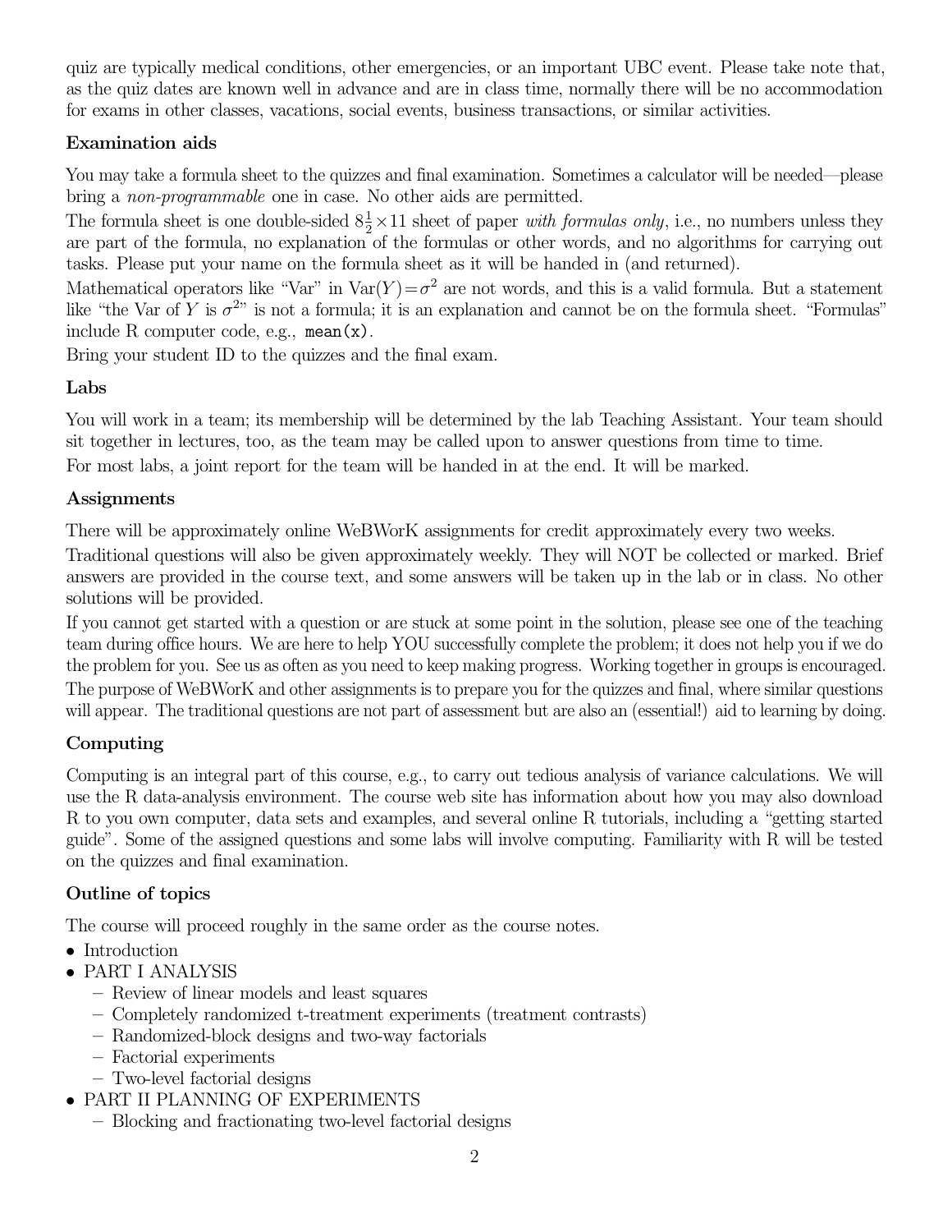quiz are typically medical conditions, other emergencies, or an important UBC event. Please take note that, as the quiz dates are known well in advance and are in class time, normally there will be no accommodation for exams in other classes, vacations, social events, business transactions, or similar activities.

### Examination aids

You may take a formula sheet to the quizzes and final examination. Sometimes a calculator will be needed—please bring a *non-programmable* one in case. No other aids are permitted.

The formula sheet is one double-sided $8\frac{1}{2}\times 11$ sheet of paper *with formulas only*, i.e., no numbers unless they are part of the formula, no explanation of the formulas or other words, and no algorithms for carrying out tasks. Please put your name on the formula sheet as it will be handed in (and returned).

Mathematical operators like "Var" in $\text{Var}(Y)=\sigma^2$ are not words, and this is a valid formula. But a statement like "the Var of $Y$ is $\sigma^2$" is not a formula; it is an explanation and cannot be on the formula sheet. "Formulas" include R computer code, e.g., `mean(x)`.

Bring your student ID to the quizzes and the final exam.

### Labs

You will work in a team; its membership will be determined by the lab Teaching Assistant. Your team should sit together in lectures, too, as the team may be called upon to answer questions from time to time.

For most labs, a joint report for the team will be handed in at the end. It will be marked.

### Assignments

There will be approximately online WeBWorK assignments for credit approximately every two weeks.

Traditional questions will also be given approximately weekly. They will NOT be collected or marked. Brief answers are provided in the course text, and some answers will be taken up in the lab or in class. No other solutions will be provided.

If you cannot get started with a question or are stuck at some point in the solution, please see one of the teaching team during office hours. We are here to help YOU successfully complete the problem; it does not help you if we do the problem for you. See us as often as you need to keep making progress. Working together in groups is encouraged.

The purpose of WeBWorK and other assignments is to prepare you for the quizzes and final, where similar questions will appear. The traditional questions are not part of assessment but are also an (essential!) aid to learning by doing.

### Computing

Computing is an integral part of this course, e.g., to carry out tedious analysis of variance calculations. We will use the R data-analysis environment. The course web site has information about how you may also download R to you own computer, data sets and examples, and several online R tutorials, including a "getting started guide". Some of the assigned questions and some labs will involve computing. Familiarity with R will be tested on the quizzes and final examination.

### Outline of topics

The course will proceed roughly in the same order as the course notes.

- Introduction
- PART I ANALYSIS
  - Review of linear models and least squares
  - Completely randomized t-treatment experiments (treatment contrasts)
  - Randomized-block designs and two-way factorials
  - Factorial experiments
  - Two-level factorial designs
- PART II PLANNING OF EXPERIMENTS
  - Blocking and fractionating two-level factorial designs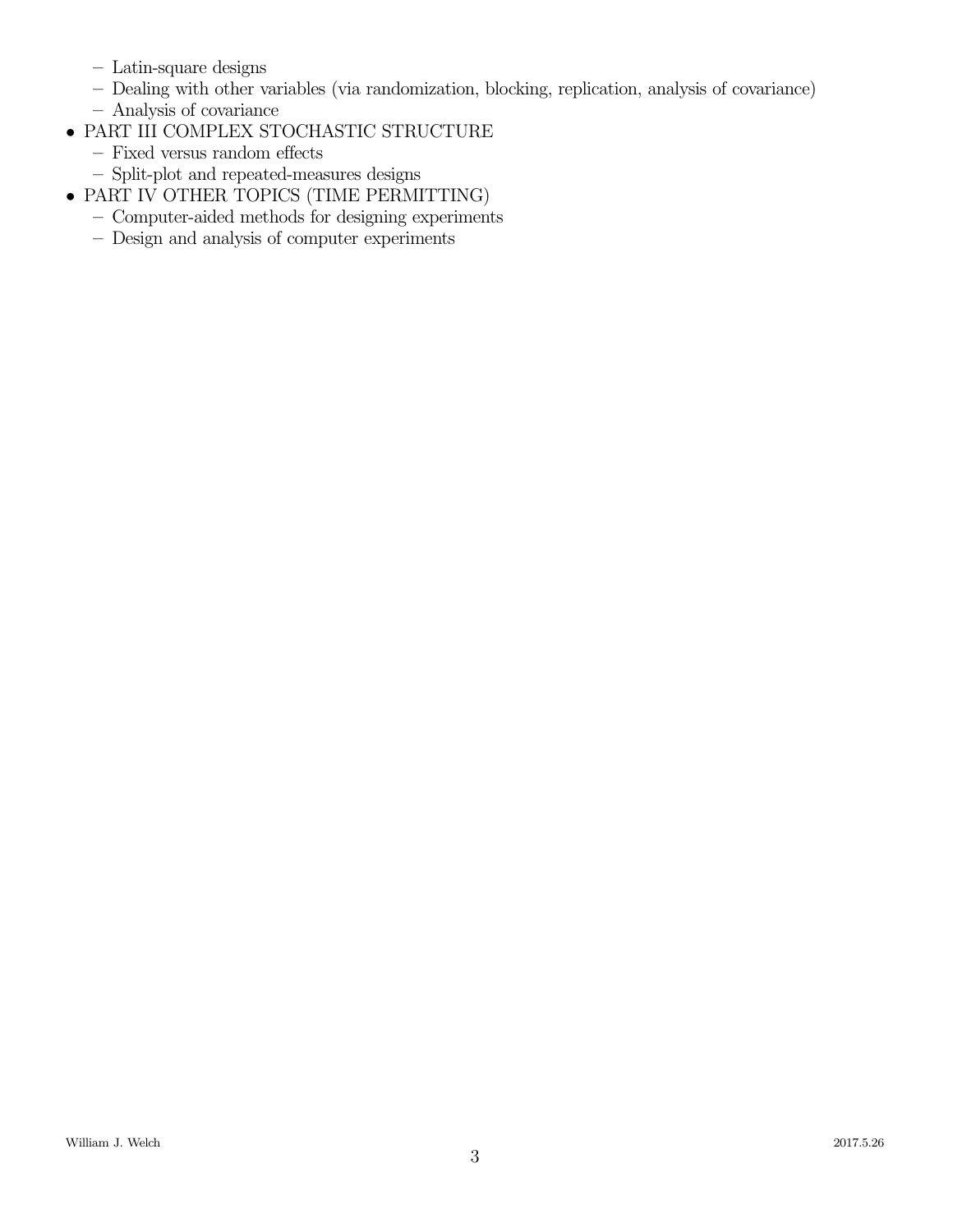- Latin-square designs
  - Dealing with other variables (via randomization, blocking, replication, analysis of covariance)
  - Analysis of covariance
- PART III COMPLEX STOCHASTIC STRUCTURE
  - Fixed versus random effects
  - Split-plot and repeated-measures designs
- PART IV OTHER TOPICS (TIME PERMITTING)
  - Computer-aided methods for designing experiments
  - Design and analysis of computer experiments